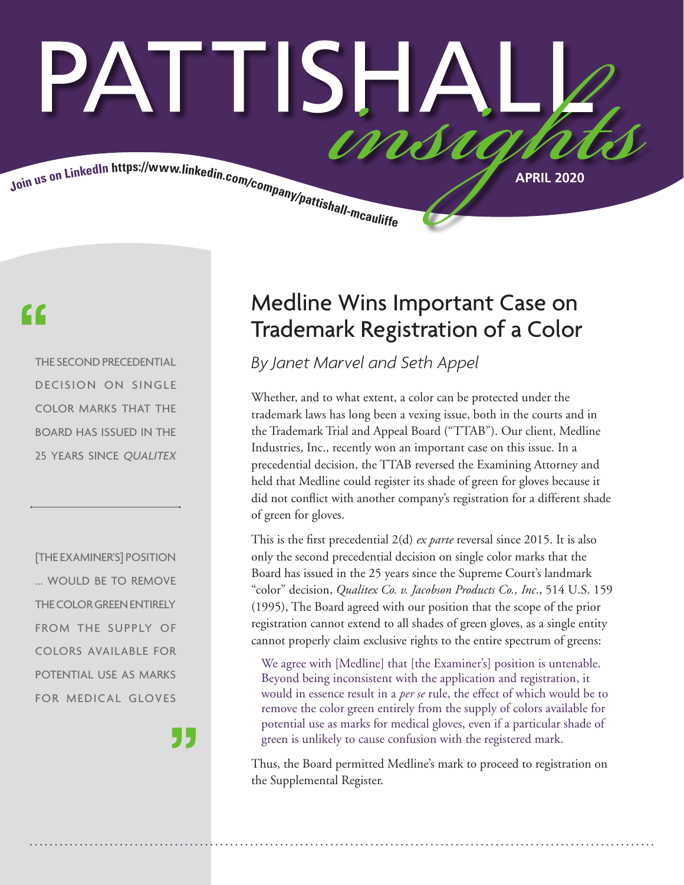# PATTISHALL *insights*

Join us on LinkedIn https://www.linkedin.com/company/pattishall-mcauliffe

APRIL 2020

> "THE SECOND PRECEDENTIAL DECISION ON SINGLE COLOR MARKS THAT THE BOARD HAS ISSUED IN THE 25 YEARS SINCE *QUALITEX*"

> "[THE EXAMINER'S] POSITION ... WOULD BE TO REMOVE THE COLOR GREEN ENTIRELY FROM THE SUPPLY OF COLORS AVAILABLE FOR POTENTIAL USE AS MARKS FOR MEDICAL GLOVES"

## Medline Wins Important Case on Trademark Registration of a Color

*By Janet Marvel and Seth Appel*

Whether, and to what extent, a color can be protected under the trademark laws has long been a vexing issue, both in the courts and in the Trademark Trial and Appeal Board ("TTAB"). Our client, Medline Industries, Inc., recently won an important case on this issue. In a precedential decision, the TTAB reversed the Examining Attorney and held that Medline could register its shade of green for gloves because it did not conflict with another company's registration for a different shade of green for gloves.

This is the first precedential 2(d) *ex parte* reversal since 2015. It is also only the second precedential decision on single color marks that the Board has issued in the 25 years since the Supreme Court's landmark "color" decision, *Qualitex Co. v. Jacobson Products Co., Inc.*, 514 U.S. 159 (1995), The Board agreed with our position that the scope of the prior registration cannot extend to all shades of green gloves, as a single entity cannot properly claim exclusive rights to the entire spectrum of greens:

> We agree with [Medline] that [the Examiner's] position is untenable. Beyond being inconsistent with the application and registration, it would in essence result in a *per se* rule, the effect of which would be to remove the color green entirely from the supply of colors available for potential use as marks for medical gloves, even if a particular shade of green is unlikely to cause confusion with the registered mark.

Thus, the Board permitted Medline's mark to proceed to registration on the Supplemental Register.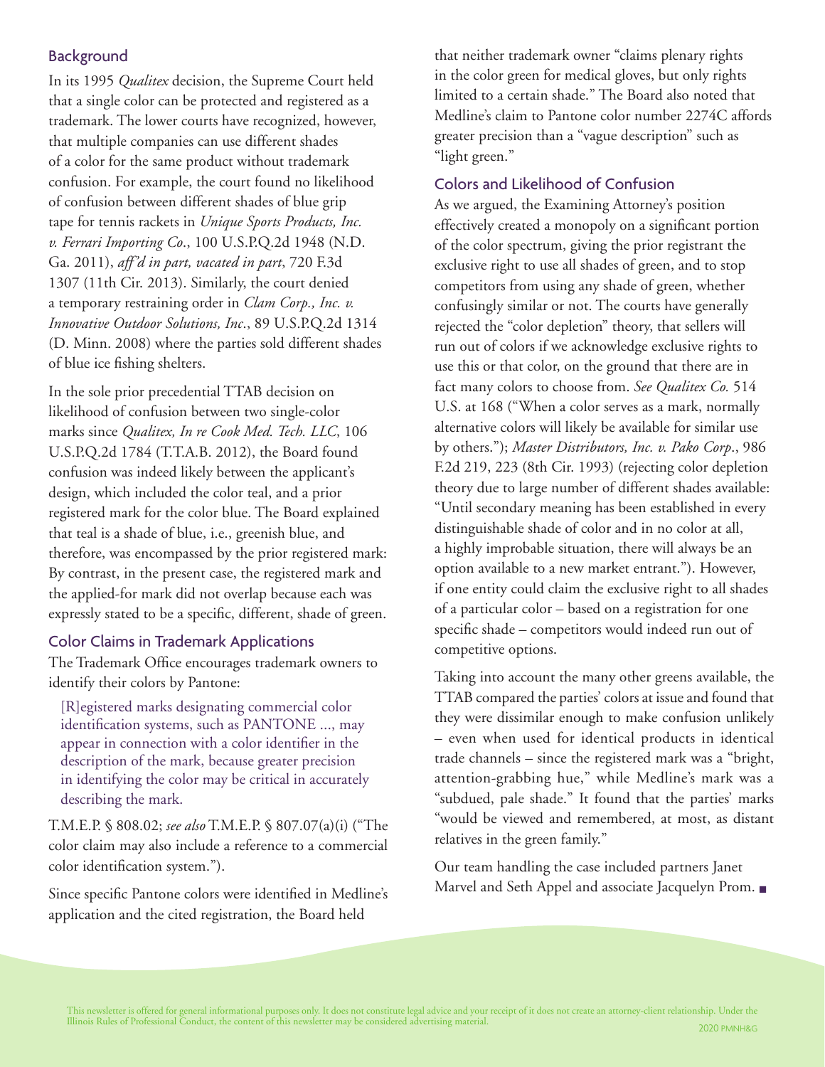## Background

In its 1995 *Qualitex* decision, the Supreme Court held that a single color can be protected and registered as a trademark. The lower courts have recognized, however, that multiple companies can use different shades of a color for the same product without trademark confusion. For example, the court found no likelihood of confusion between different shades of blue grip tape for tennis rackets in *Unique Sports Products, Inc. v. Ferrari Importing Co*., 100 U.S.P.Q.2d 1948 (N.D. Ga. 2011), *aff'd in part, vacated in part*, 720 F.3d 1307 (11th Cir. 2013). Similarly, the court denied a temporary restraining order in *Clam Corp., Inc. v. Innovative Outdoor Solutions, Inc*., 89 U.S.P.Q.2d 1314 (D. Minn. 2008) where the parties sold different shades of blue ice fishing shelters.

In the sole prior precedential TTAB decision on likelihood of confusion between two single-color marks since *Qualitex, In re Cook Med. Tech. LLC*, 106 U.S.P.Q.2d 1784 (T.T.A.B. 2012), the Board found confusion was indeed likely between the applicant's design, which included the color teal, and a prior registered mark for the color blue. The Board explained that teal is a shade of blue, i.e., greenish blue, and therefore, was encompassed by the prior registered mark: By contrast, in the present case, the registered mark and the applied-for mark did not overlap because each was expressly stated to be a specific, different, shade of green.

## Color Claims in Trademark Applications

The Trademark Office encourages trademark owners to identify their colors by Pantone:

> [R]egistered marks designating commercial color identification systems, such as PANTONE ..., may appear in connection with a color identifier in the description of the mark, because greater precision in identifying the color may be critical in accurately describing the mark.

T.M.E.P. § 808.02; *see also* T.M.E.P. § 807.07(a)(i) ("The color claim may also include a reference to a commercial color identification system.").

Since specific Pantone colors were identified in Medline's application and the cited registration, the Board held that neither trademark owner "claims plenary rights in the color green for medical gloves, but only rights limited to a certain shade." The Board also noted that Medline's claim to Pantone color number 2274C affords greater precision than a "vague description" such as "light green."

## Colors and Likelihood of Confusion

As we argued, the Examining Attorney's position effectively created a monopoly on a significant portion of the color spectrum, giving the prior registrant the exclusive right to use all shades of green, and to stop competitors from using any shade of green, whether confusingly similar or not. The courts have generally rejected the "color depletion" theory, that sellers will run out of colors if we acknowledge exclusive rights to use this or that color, on the ground that there are in fact many colors to choose from. *See Qualitex Co.* 514 U.S. at 168 ("When a color serves as a mark, normally alternative colors will likely be available for similar use by others."); *Master Distributors, Inc. v. Pako Corp*., 986 F.2d 219, 223 (8th Cir. 1993) (rejecting color depletion theory due to large number of different shades available: "Until secondary meaning has been established in every distinguishable shade of color and in no color at all, a highly improbable situation, there will always be an option available to a new market entrant."). However, if one entity could claim the exclusive right to all shades of a particular color – based on a registration for one specific shade – competitors would indeed run out of competitive options.

Taking into account the many other greens available, the TTAB compared the parties' colors at issue and found that they were dissimilar enough to make confusion unlikely – even when used for identical products in identical trade channels – since the registered mark was a "bright, attention-grabbing hue," while Medline's mark was a "subdued, pale shade." It found that the parties' marks "would be viewed and remembered, at most, as distant relatives in the green family."

Our team handling the case included partners Janet Marvel and Seth Appel and associate Jacquelyn Prom. ■

This newsletter is offered for general informational purposes only. It does not constitute legal advice and your receipt of it does not create an attorney-client relationship. Under the Illinois Rules of Professional Conduct, the content of this newsletter may be considered advertising material.

2020 PMNH&G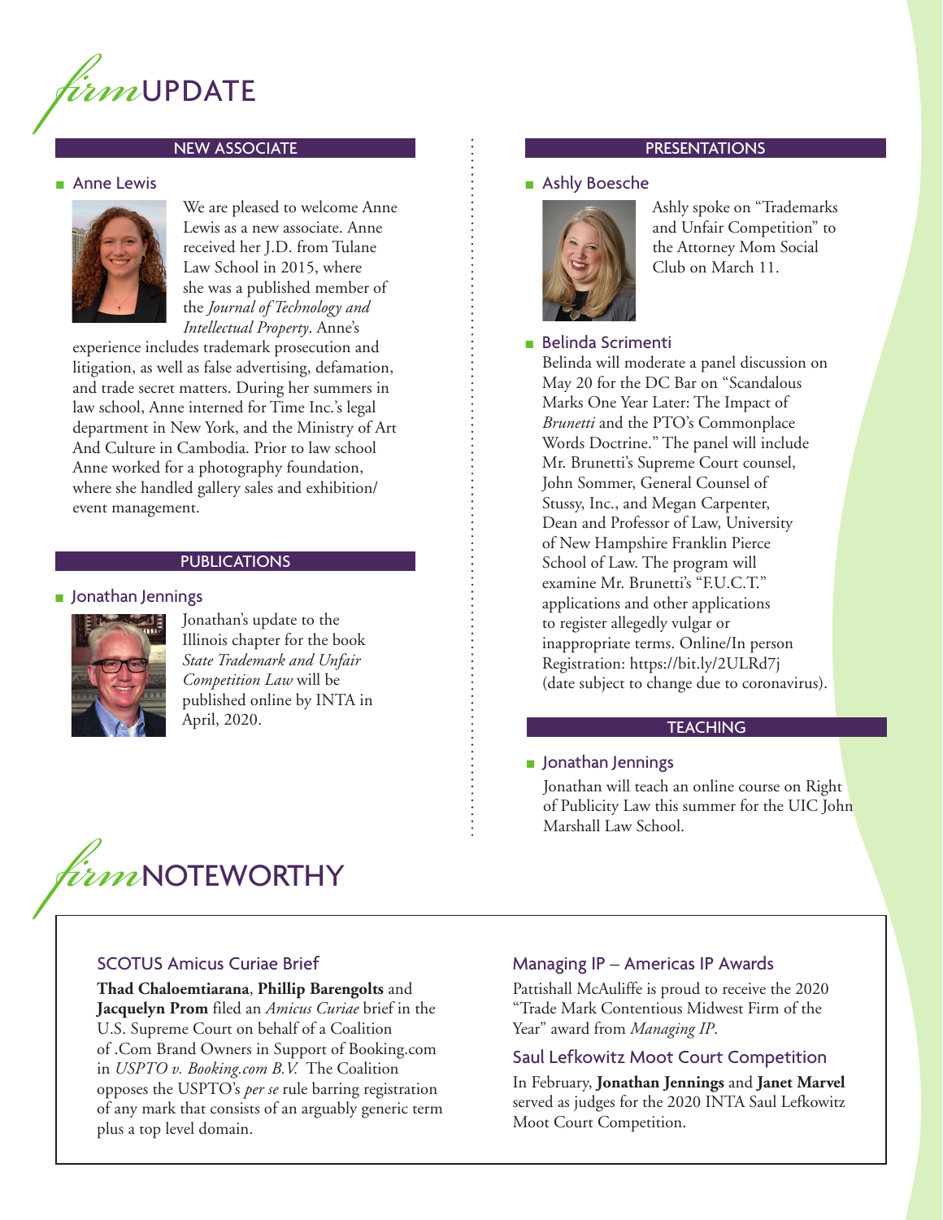# *firm* UPDATE

## NEW ASSOCIATE

### Anne Lewis

We are pleased to welcome Anne Lewis as a new associate. Anne received her J.D. from Tulane Law School in 2015, where she was a published member of the *Journal of Technology and Intellectual Property*. Anne's experience includes trademark prosecution and litigation, as well as false advertising, defamation, and trade secret matters. During her summers in law school, Anne interned for Time Inc.'s legal department in New York, and the Ministry of Art And Culture in Cambodia. Prior to law school Anne worked for a photography foundation, where she handled gallery sales and exhibition/event management.

## PUBLICATIONS

### Jonathan Jennings

Jonathan's update to the Illinois chapter for the book *State Trademark and Unfair Competition Law* will be published online by INTA in April, 2020.

## PRESENTATIONS

### Ashly Boesche

Ashly spoke on "Trademarks and Unfair Competition" to the Attorney Mom Social Club on March 11.

### Belinda Scrimenti

Belinda will moderate a panel discussion on May 20 for the DC Bar on "Scandalous Marks One Year Later: The Impact of *Brunetti* and the PTO's Commonplace Words Doctrine." The panel will include Mr. Brunetti's Supreme Court counsel, John Sommer, General Counsel of Stussy, Inc., and Megan Carpenter, Dean and Professor of Law, University of New Hampshire Franklin Pierce School of Law. The program will examine Mr. Brunetti's "F.U.C.T." applications and other applications to register allegedly vulgar or inappropriate terms. Online/In person Registration: https://bit.ly/2ULRd7j (date subject to change due to coronavirus).

## TEACHING

### Jonathan Jennings

Jonathan will teach an online course on Right of Publicity Law this summer for the UIC John Marshall Law School.

# *firm* NOTEWORTHY

### SCOTUS Amicus Curiae Brief

**Thad Chaloemtiarana**, **Phillip Barengolts** and **Jacquelyn Prom** filed an *Amicus Curiae* brief in the U.S. Supreme Court on behalf of a Coalition of .Com Brand Owners in Support of Booking.com in *USPTO v. Booking.com B.V.* The Coalition opposes the USPTO's *per se* rule barring registration of any mark that consists of an arguably generic term plus a top level domain.

### Managing IP – Americas IP Awards

Pattishall McAuliffe is proud to receive the 2020 "Trade Mark Contentious Midwest Firm of the Year" award from *Managing IP*.

### Saul Lefkowitz Moot Court Competition

In February, **Jonathan Jennings** and **Janet Marvel** served as judges for the 2020 INTA Saul Lefkowitz Moot Court Competition.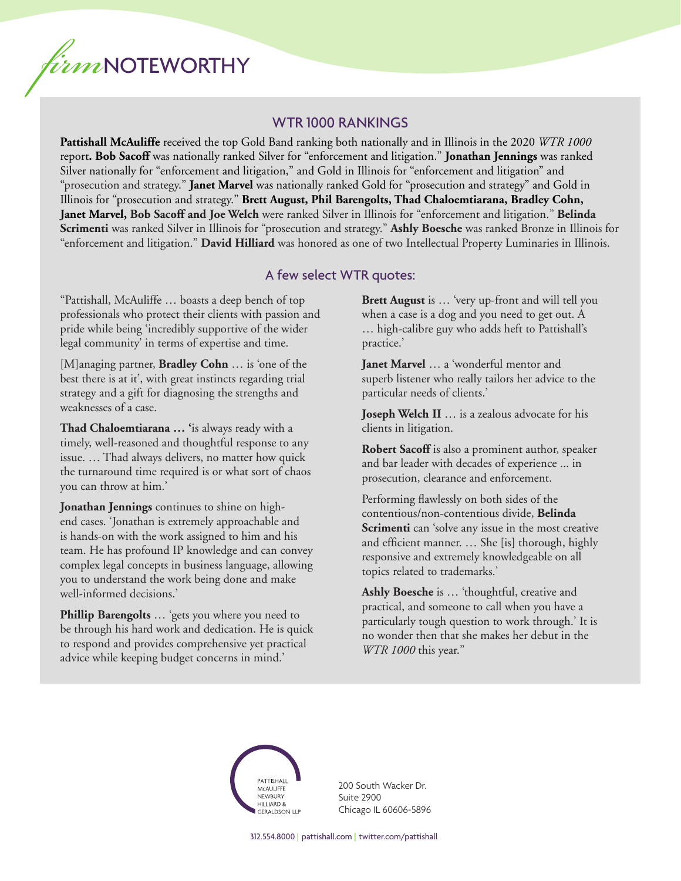*firm*NOTEWORTHY

## WTR 1000 RANKINGS

**Pattishall McAuliffe** received the top Gold Band ranking both nationally and in Illinois in the 2020 *WTR 1000* report**. Bob Sacoff** was nationally ranked Silver for "enforcement and litigation." **Jonathan Jennings** was ranked Silver nationally for "enforcement and litigation," and Gold in Illinois for "enforcement and litigation" and "prosecution and strategy." **Janet Marvel** was nationally ranked Gold for "prosecution and strategy" and Gold in Illinois for "prosecution and strategy." **Brett August, Phil Barengolts, Thad Chaloemtiarana, Bradley Cohn, Janet Marvel, Bob Sacoff and Joe Welch** were ranked Silver in Illinois for "enforcement and litigation." **Belinda Scrimenti** was ranked Silver in Illinois for "prosecution and strategy." **Ashly Boesche** was ranked Bronze in Illinois for "enforcement and litigation." **David Hilliard** was honored as one of two Intellectual Property Luminaries in Illinois.

### A few select WTR quotes:

"Pattishall, McAuliffe … boasts a deep bench of top professionals who protect their clients with passion and pride while being 'incredibly supportive of the wider legal community' in terms of expertise and time.

[M]anaging partner, **Bradley Cohn** … is 'one of the best there is at it', with great instincts regarding trial strategy and a gift for diagnosing the strengths and weaknesses of a case.

**Thad Chaloemtiarana … '**is always ready with a timely, well-reasoned and thoughtful response to any issue. … Thad always delivers, no matter how quick the turnaround time required is or what sort of chaos you can throw at him.'

**Jonathan Jennings** continues to shine on high-end cases. 'Jonathan is extremely approachable and is hands-on with the work assigned to him and his team. He has profound IP knowledge and can convey complex legal concepts in business language, allowing you to understand the work being done and make well-informed decisions.'

**Phillip Barengolts** … 'gets you where you need to be through his hard work and dedication. He is quick to respond and provides comprehensive yet practical advice while keeping budget concerns in mind.'

**Brett August** is … 'very up-front and will tell you when a case is a dog and you need to get out. A … high-calibre guy who adds heft to Pattishall's practice.'

**Janet Marvel** … a 'wonderful mentor and superb listener who really tailors her advice to the particular needs of clients.'

**Joseph Welch II** … is a zealous advocate for his clients in litigation.

**Robert Sacoff** is also a prominent author, speaker and bar leader with decades of experience ... in prosecution, clearance and enforcement.

Performing flawlessly on both sides of the contentious/non-contentious divide, **Belinda Scrimenti** can 'solve any issue in the most creative and efficient manner. … She [is] thorough, highly responsive and extremely knowledgeable on all topics related to trademarks.'

**Ashly Boesche** is … 'thoughtful, creative and practical, and someone to call when you have a particularly tough question to work through.' It is no wonder then that she makes her debut in the *WTR 1000* this year."

PATTISHALL McAULIFFE NEWBURY HILLIARD & GERALDSON LLP

200 South Wacker Dr.
Suite 2900
Chicago IL 60606-5896

312.554.8000 | pattishall.com | twitter.com/pattishall